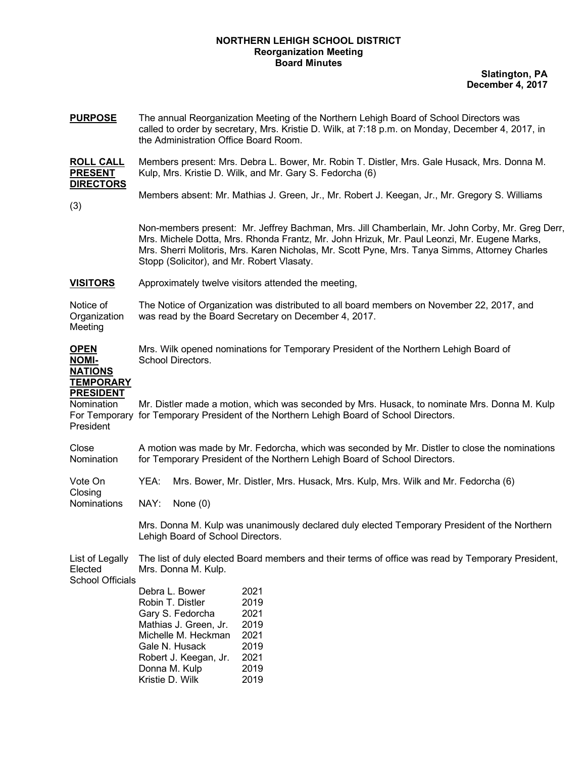**NORTHERN LEHIGH SCHOOL DISTRICT**
**Reorganization Meeting**
**Board Minutes**

**Slatington, PA**
**December 4, 2017**

**PURPOSE** The annual Reorganization Meeting of the Northern Lehigh Board of School Directors was called to order by secretary, Mrs. Kristie D. Wilk, at 7:18 p.m. on Monday, December 4, 2017, in the Administration Office Board Room.

**ROLL CALL PRESENT DIRECTORS** Members present: Mrs. Debra L. Bower, Mr. Robin T. Distler, Mrs. Gale Husack, Mrs. Donna M. Kulp, Mrs. Kristie D. Wilk, and Mr. Gary S. Fedorcha (6)

Members absent: Mr. Mathias J. Green, Jr., Mr. Robert J. Keegan, Jr., Mr. Gregory S. Williams (3)

Non-members present: Mr. Jeffrey Bachman, Mrs. Jill Chamberlain, Mr. John Corby, Mr. Greg Derr, Mrs. Michele Dotta, Mrs. Rhonda Frantz, Mr. John Hrizuk, Mr. Paul Leonzi, Mr. Eugene Marks, Mrs. Sherri Molitoris, Mrs. Karen Nicholas, Mr. Scott Pyne, Mrs. Tanya Simms, Attorney Charles Stopp (Solicitor), and Mr. Robert Vlasaty.

**VISITORS** Approximately twelve visitors attended the meeting,

Notice of Organization Meeting — The Notice of Organization was distributed to all board members on November 22, 2017, and was read by the Board Secretary on December 4, 2017.

**OPEN NOMINATIONS TEMPORARY PRESIDENT** Mrs. Wilk opened nominations for Temporary President of the Northern Lehigh Board of School Directors.

Nomination For Temporary President — Mr. Distler made a motion, which was seconded by Mrs. Husack, to nominate Mrs. Donna M. Kulp for Temporary President of the Northern Lehigh Board of School Directors.

Close Nomination — A motion was made by Mr. Fedorcha, which was seconded by Mr. Distler to close the nominations for Temporary President of the Northern Lehigh Board of School Directors.

Vote On Closing Nominations
YEA: Mrs. Bower, Mr. Distler, Mrs. Husack, Mrs. Kulp, Mrs. Wilk and Mr. Fedorcha (6)
NAY: None (0)

Mrs. Donna M. Kulp was unanimously declared duly elected Temporary President of the Northern Lehigh Board of School Directors.

List of Legally Elected School Officials — The list of duly elected Board members and their terms of office was read by Temporary President, Mrs. Donna M. Kulp.

| | |
|---|---|
| Debra L. Bower | 2021 |
| Robin T. Distler | 2019 |
| Gary S. Fedorcha | 2021 |
| Mathias J. Green, Jr. | 2019 |
| Michelle M. Heckman | 2021 |
| Gale N. Husack | 2019 |
| Robert J. Keegan, Jr. | 2021 |
| Donna M. Kulp | 2019 |
| Kristie D. Wilk | 2019 |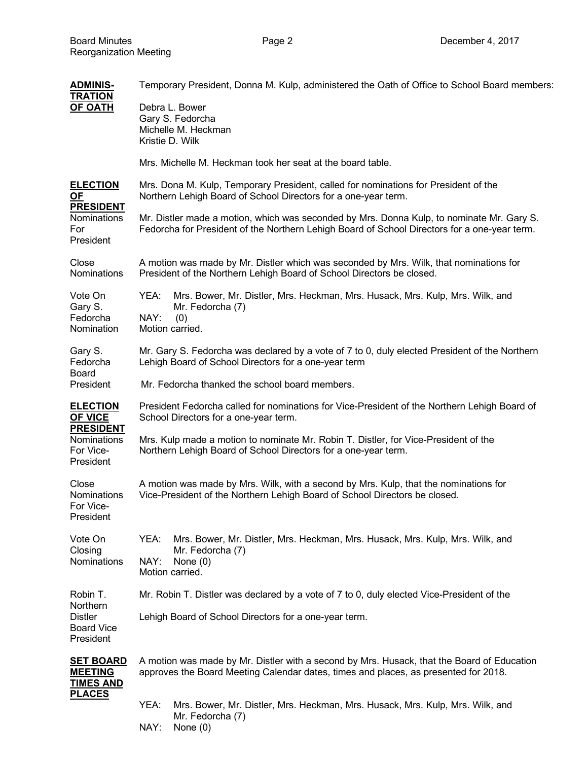**ADMINISTRATION OF OATH**

Temporary President, Donna M. Kulp, administered the Oath of Office to School Board members:

Debra L. Bower
Gary S. Fedorcha
Michelle M. Heckman
Kristie D. Wilk

Mrs. Michelle M. Heckman took her seat at the board table.

**ELECTION OF PRESIDENT**

Mrs. Dona M. Kulp, Temporary President, called for nominations for President of the Northern Lehigh Board of School Directors for a one-year term.

Nominations For President

Mr. Distler made a motion, which was seconded by Mrs. Donna Kulp, to nominate Mr. Gary S. Fedorcha for President of the Northern Lehigh Board of School Directors for a one-year term.

Close Nominations

A motion was made by Mr. Distler which was seconded by Mrs. Wilk, that nominations for President of the Northern Lehigh Board of School Directors be closed.

Vote On Gary S. Fedorcha Nomination

YEA: Mrs. Bower, Mr. Distler, Mrs. Heckman, Mrs. Husack, Mrs. Kulp, Mrs. Wilk, and Mr. Fedorcha (7)
NAY: (0)
Motion carried.

Gary S. Fedorcha Board President

Mr. Gary S. Fedorcha was declared by a vote of 7 to 0, duly elected President of the Northern Lehigh Board of School Directors for a one-year term

Mr. Fedorcha thanked the school board members.

**ELECTION OF VICE PRESIDENT**

President Fedorcha called for nominations for Vice-President of the Northern Lehigh Board of School Directors for a one-year term.

Nominations For Vice-President

Mrs. Kulp made a motion to nominate Mr. Robin T. Distler, for Vice-President of the Northern Lehigh Board of School Directors for a one-year term.

Close Nominations For Vice-President

A motion was made by Mrs. Wilk, with a second by Mrs. Kulp, that the nominations for Vice-President of the Northern Lehigh Board of School Directors be closed.

Vote On Closing Nominations

YEA: Mrs. Bower, Mr. Distler, Mrs. Heckman, Mrs. Husack, Mrs. Kulp, Mrs. Wilk, and Mr. Fedorcha (7)
NAY: None (0)
Motion carried.

Robin T. Distler Board Vice President

Mr. Robin T. Distler was declared by a vote of 7 to 0, duly elected Vice-President of the Northern Lehigh Board of School Directors for a one-year term.

**SET BOARD MEETING TIMES AND PLACES**

A motion was made by Mr. Distler with a second by Mrs. Husack, that the Board of Education approves the Board Meeting Calendar dates, times and places, as presented for 2018.

YEA: Mrs. Bower, Mr. Distler, Mrs. Heckman, Mrs. Husack, Mrs. Kulp, Mrs. Wilk, and Mr. Fedorcha (7)
NAY: None (0)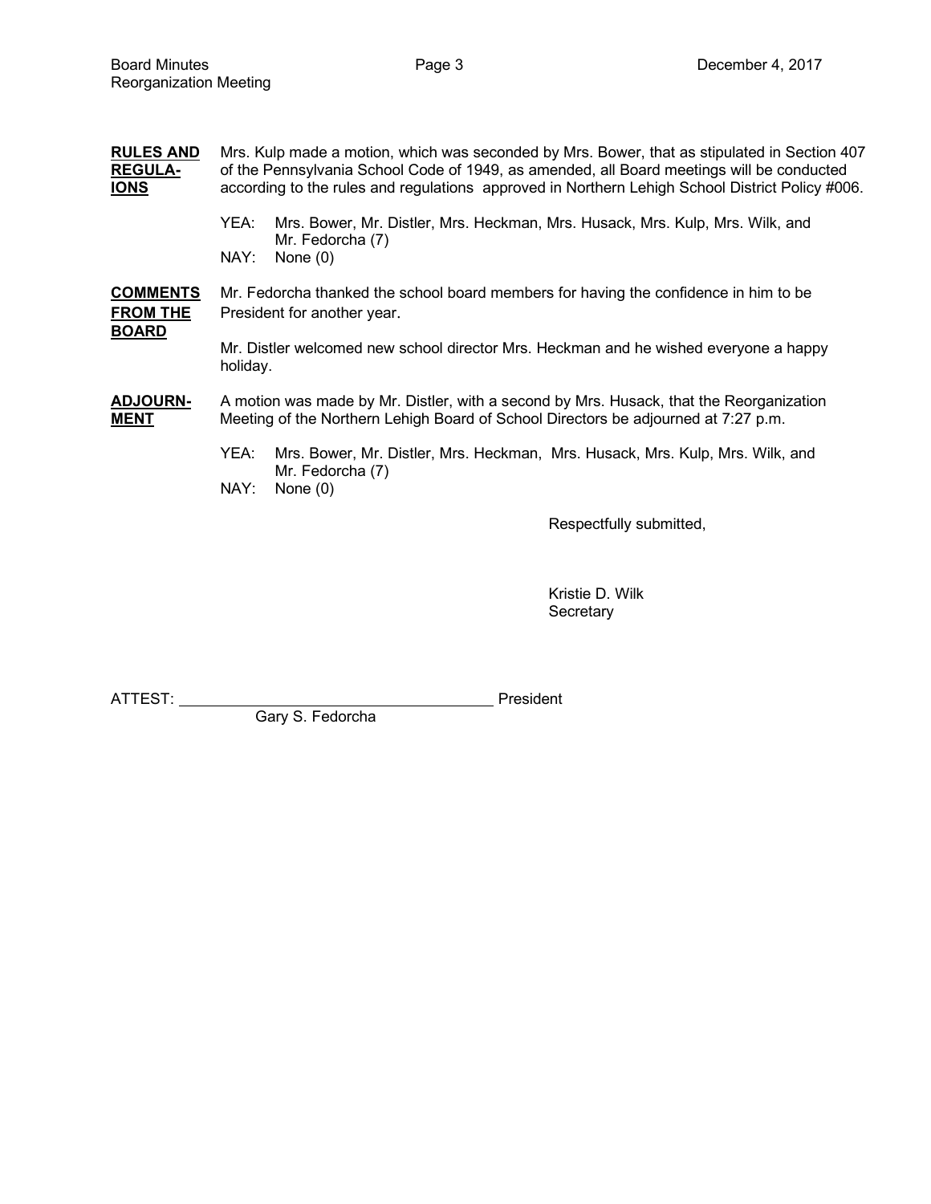**RULES AND REGULA-IONS**

Mrs. Kulp made a motion, which was seconded by Mrs. Bower, that as stipulated in Section 407 of the Pennsylvania School Code of 1949, as amended, all Board meetings will be conducted according to the rules and regulations approved in Northern Lehigh School District Policy #006.

YEA: Mrs. Bower, Mr. Distler, Mrs. Heckman, Mrs. Husack, Mrs. Kulp, Mrs. Wilk, and Mr. Fedorcha (7)
NAY: None (0)

**COMMENTS FROM THE BOARD**

Mr. Fedorcha thanked the school board members for having the confidence in him to be President for another year.

Mr. Distler welcomed new school director Mrs. Heckman and he wished everyone a happy holiday.

**ADJOURN-MENT**

A motion was made by Mr. Distler, with a second by Mrs. Husack, that the Reorganization Meeting of the Northern Lehigh Board of School Directors be adjourned at 7:27 p.m.

YEA: Mrs. Bower, Mr. Distler, Mrs. Heckman, Mrs. Husack, Mrs. Kulp, Mrs. Wilk, and Mr. Fedorcha (7)
NAY: None (0)

Respectfully submitted,

Kristie D. Wilk
Secretary

ATTEST: ______________________________ President
Gary S. Fedorcha